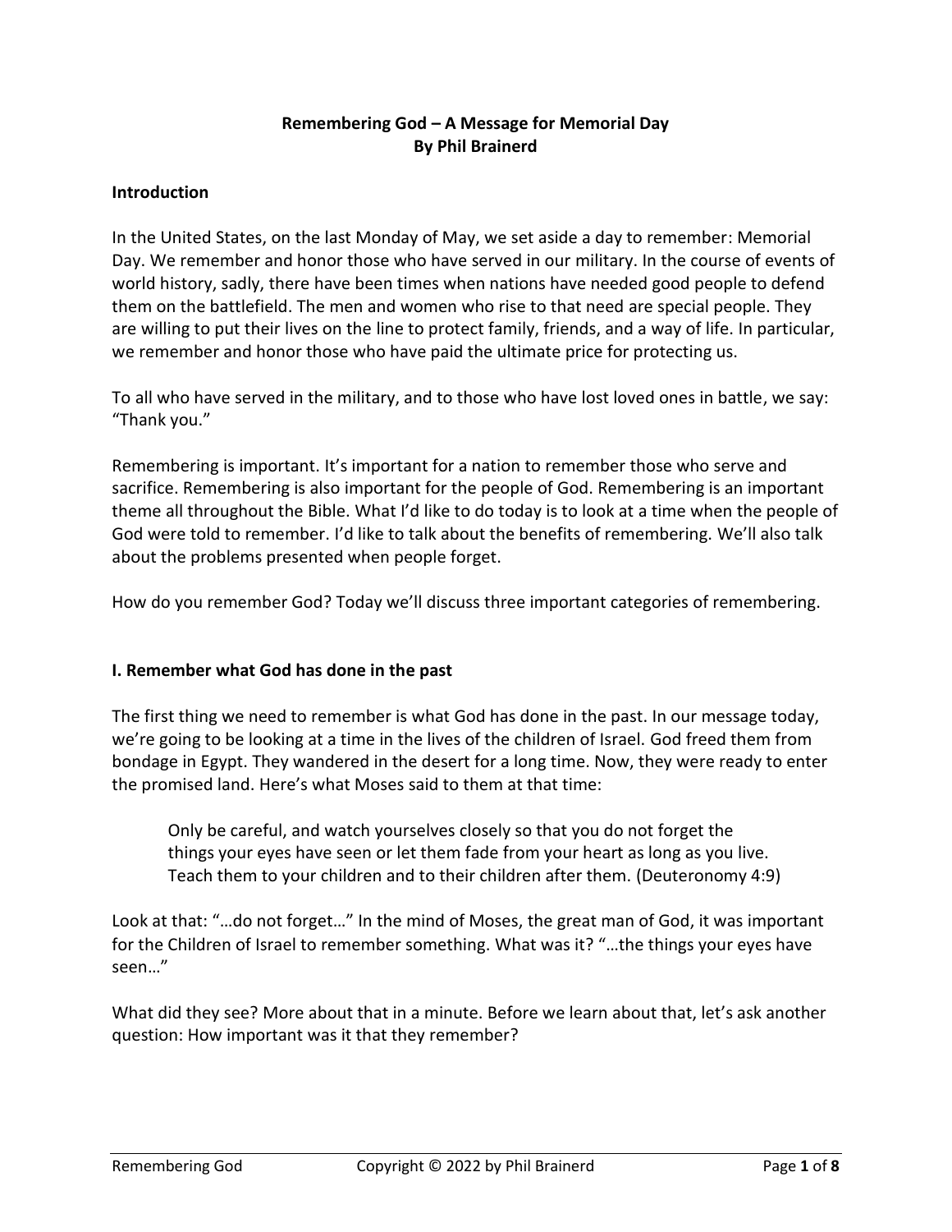# Remembering God – A Message for Memorial Day
**By Phil Brainerd**

## Introduction

In the United States, on the last Monday of May, we set aside a day to remember: Memorial Day. We remember and honor those who have served in our military. In the course of events of world history, sadly, there have been times when nations have needed good people to defend them on the battlefield. The men and women who rise to that need are special people. They are willing to put their lives on the line to protect family, friends, and a way of life. In particular, we remember and honor those who have paid the ultimate price for protecting us.

To all who have served in the military, and to those who have lost loved ones in battle, we say: "Thank you."

Remembering is important. It's important for a nation to remember those who serve and sacrifice. Remembering is also important for the people of God. Remembering is an important theme all throughout the Bible. What I'd like to do today is to look at a time when the people of God were told to remember. I'd like to talk about the benefits of remembering. We'll also talk about the problems presented when people forget.

How do you remember God? Today we'll discuss three important categories of remembering.

## I. Remember what God has done in the past

The first thing we need to remember is what God has done in the past. In our message today, we're going to be looking at a time in the lives of the children of Israel. God freed them from bondage in Egypt. They wandered in the desert for a long time. Now, they were ready to enter the promised land. Here's what Moses said to them at that time:

> Only be careful, and watch yourselves closely so that you do not forget the things your eyes have seen or let them fade from your heart as long as you live. Teach them to your children and to their children after them. (Deuteronomy 4:9)

Look at that: "…do not forget…" In the mind of Moses, the great man of God, it was important for the Children of Israel to remember something. What was it? "…the things your eyes have seen…"

What did they see? More about that in a minute. Before we learn about that, let's ask another question: How important was it that they remember?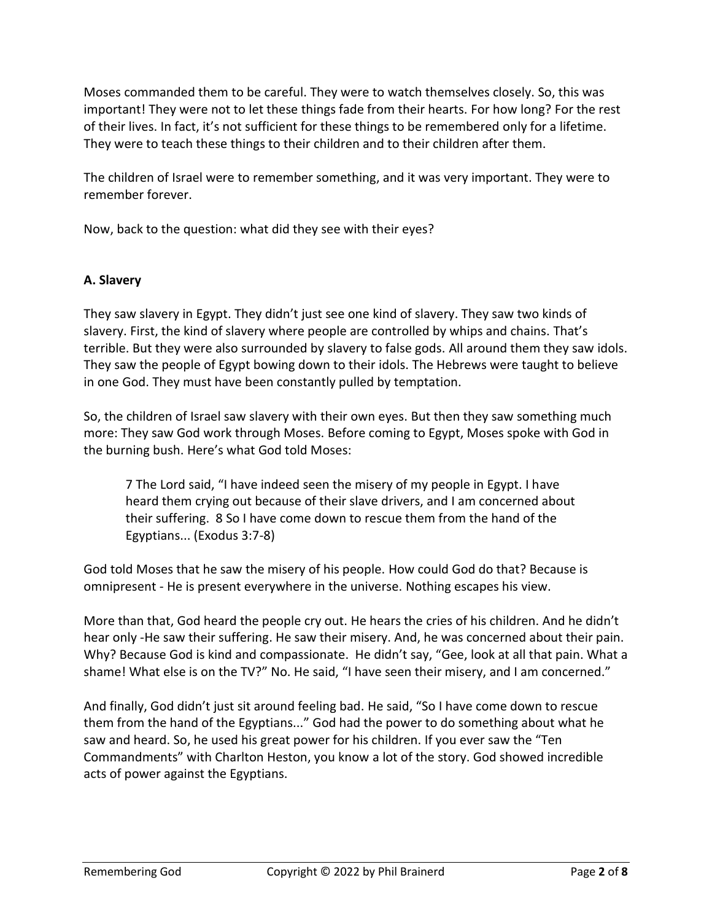Moses commanded them to be careful. They were to watch themselves closely. So, this was important! They were not to let these things fade from their hearts. For how long? For the rest of their lives. In fact, it's not sufficient for these things to be remembered only for a lifetime. They were to teach these things to their children and to their children after them.

The children of Israel were to remember something, and it was very important. They were to remember forever.

Now, back to the question: what did they see with their eyes?

**A. Slavery**

They saw slavery in Egypt. They didn't just see one kind of slavery. They saw two kinds of slavery. First, the kind of slavery where people are controlled by whips and chains. That's terrible. But they were also surrounded by slavery to false gods. All around them they saw idols. They saw the people of Egypt bowing down to their idols. The Hebrews were taught to believe in one God. They must have been constantly pulled by temptation.

So, the children of Israel saw slavery with their own eyes. But then they saw something much more: They saw God work through Moses. Before coming to Egypt, Moses spoke with God in the burning bush. Here's what God told Moses:

> 7 The Lord said, "I have indeed seen the misery of my people in Egypt. I have heard them crying out because of their slave drivers, and I am concerned about their suffering. 8 So I have come down to rescue them from the hand of the Egyptians... (Exodus 3:7-8)

God told Moses that he saw the misery of his people. How could God do that? Because is omnipresent - He is present everywhere in the universe. Nothing escapes his view.

More than that, God heard the people cry out. He hears the cries of his children. And he didn't hear only -He saw their suffering. He saw their misery. And, he was concerned about their pain. Why? Because God is kind and compassionate. He didn't say, "Gee, look at all that pain. What a shame! What else is on the TV?" No. He said, "I have seen their misery, and I am concerned."

And finally, God didn't just sit around feeling bad. He said, "So I have come down to rescue them from the hand of the Egyptians..." God had the power to do something about what he saw and heard. So, he used his great power for his children. If you ever saw the "Ten Commandments" with Charlton Heston, you know a lot of the story. God showed incredible acts of power against the Egyptians.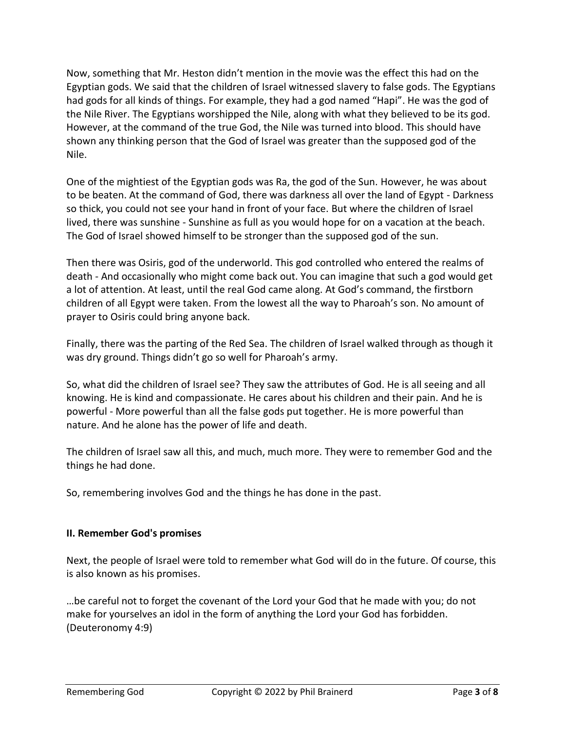Now, something that Mr. Heston didn't mention in the movie was the effect this had on the Egyptian gods. We said that the children of Israel witnessed slavery to false gods. The Egyptians had gods for all kinds of things. For example, they had a god named "Hapi". He was the god of the Nile River. The Egyptians worshipped the Nile, along with what they believed to be its god. However, at the command of the true God, the Nile was turned into blood. This should have shown any thinking person that the God of Israel was greater than the supposed god of the Nile.

One of the mightiest of the Egyptian gods was Ra, the god of the Sun. However, he was about to be beaten. At the command of God, there was darkness all over the land of Egypt - Darkness so thick, you could not see your hand in front of your face. But where the children of Israel lived, there was sunshine - Sunshine as full as you would hope for on a vacation at the beach. The God of Israel showed himself to be stronger than the supposed god of the sun.

Then there was Osiris, god of the underworld. This god controlled who entered the realms of death - And occasionally who might come back out. You can imagine that such a god would get a lot of attention. At least, until the real God came along. At God's command, the firstborn children of all Egypt were taken. From the lowest all the way to Pharoah's son. No amount of prayer to Osiris could bring anyone back.

Finally, there was the parting of the Red Sea. The children of Israel walked through as though it was dry ground. Things didn't go so well for Pharoah's army.

So, what did the children of Israel see? They saw the attributes of God. He is all seeing and all knowing. He is kind and compassionate. He cares about his children and their pain. And he is powerful - More powerful than all the false gods put together. He is more powerful than nature. And he alone has the power of life and death.

The children of Israel saw all this, and much, much more. They were to remember God and the things he had done.

So, remembering involves God and the things he has done in the past.

**II. Remember God's promises**

Next, the people of Israel were told to remember what God will do in the future. Of course, this is also known as his promises.

…be careful not to forget the covenant of the Lord your God that he made with you; do not make for yourselves an idol in the form of anything the Lord your God has forbidden. (Deuteronomy 4:9)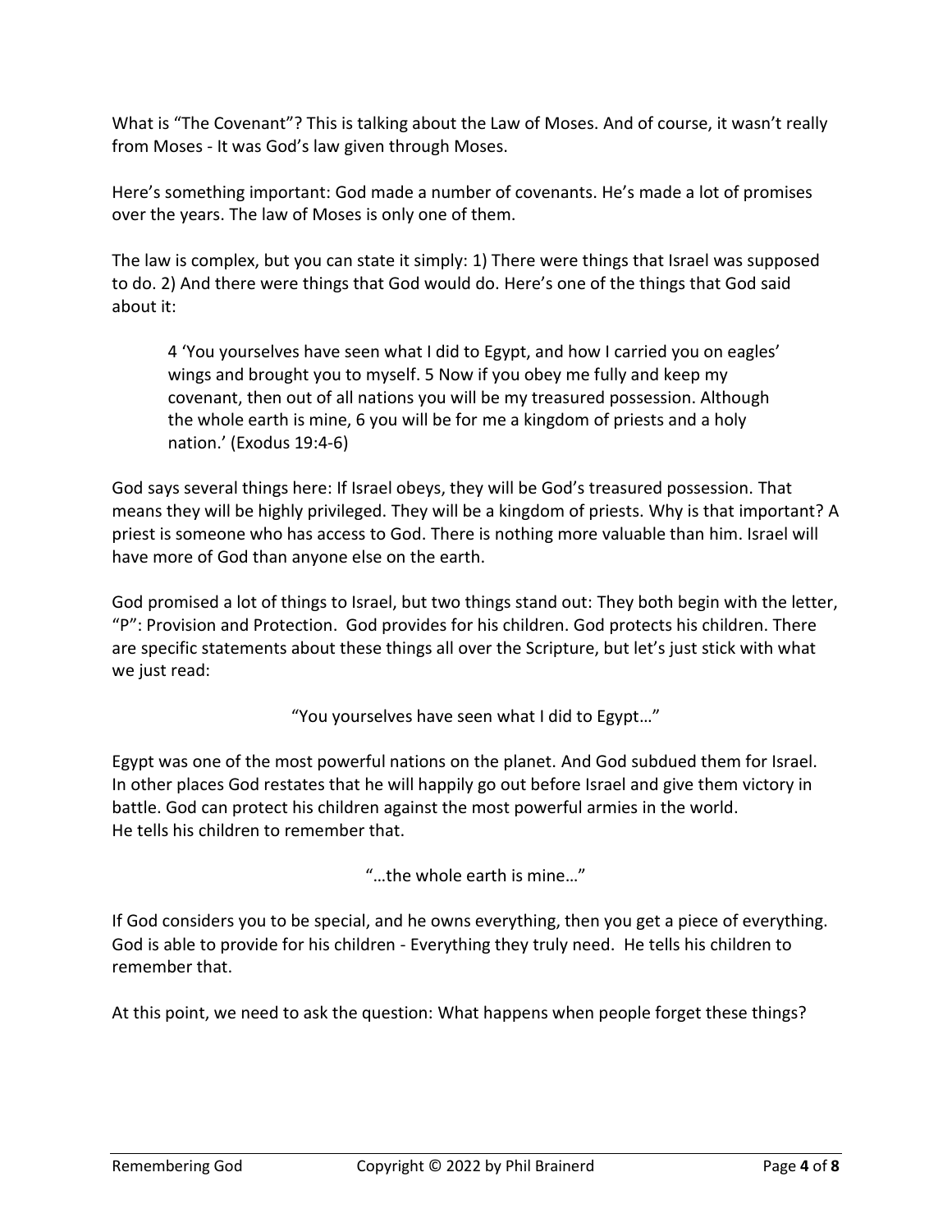What is "The Covenant"? This is talking about the Law of Moses. And of course, it wasn't really from Moses - It was God's law given through Moses.

Here's something important: God made a number of covenants. He's made a lot of promises over the years. The law of Moses is only one of them.

The law is complex, but you can state it simply: 1) There were things that Israel was supposed to do. 2) And there were things that God would do. Here's one of the things that God said about it:

> 4 'You yourselves have seen what I did to Egypt, and how I carried you on eagles' wings and brought you to myself. 5 Now if you obey me fully and keep my covenant, then out of all nations you will be my treasured possession. Although the whole earth is mine, 6 you will be for me a kingdom of priests and a holy nation.' (Exodus 19:4-6)

God says several things here: If Israel obeys, they will be God's treasured possession. That means they will be highly privileged. They will be a kingdom of priests. Why is that important? A priest is someone who has access to God. There is nothing more valuable than him. Israel will have more of God than anyone else on the earth.

God promised a lot of things to Israel, but two things stand out: They both begin with the letter, "P": Provision and Protection. God provides for his children. God protects his children. There are specific statements about these things all over the Scripture, but let's just stick with what we just read:

"You yourselves have seen what I did to Egypt…"

Egypt was one of the most powerful nations on the planet. And God subdued them for Israel. In other places God restates that he will happily go out before Israel and give them victory in battle. God can protect his children against the most powerful armies in the world. He tells his children to remember that.

"…the whole earth is mine…"

If God considers you to be special, and he owns everything, then you get a piece of everything. God is able to provide for his children - Everything they truly need. He tells his children to remember that.

At this point, we need to ask the question: What happens when people forget these things?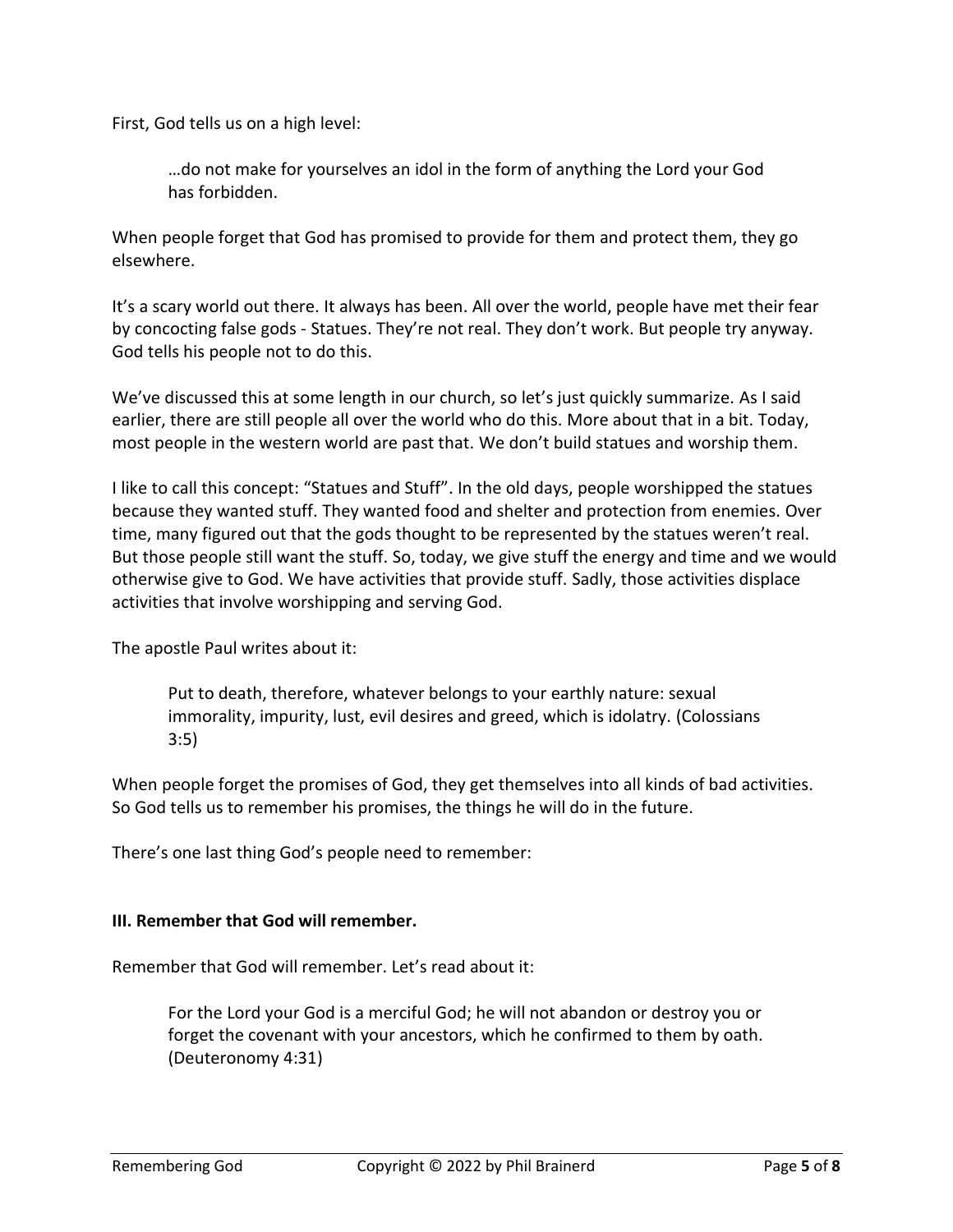First, God tells us on a high level:

> …do not make for yourselves an idol in the form of anything the Lord your God has forbidden.

When people forget that God has promised to provide for them and protect them, they go elsewhere.

It's a scary world out there. It always has been. All over the world, people have met their fear by concocting false gods - Statues. They're not real. They don't work. But people try anyway. God tells his people not to do this.

We've discussed this at some length in our church, so let's just quickly summarize. As I said earlier, there are still people all over the world who do this. More about that in a bit. Today, most people in the western world are past that. We don't build statues and worship them.

I like to call this concept: "Statues and Stuff". In the old days, people worshipped the statues because they wanted stuff. They wanted food and shelter and protection from enemies. Over time, many figured out that the gods thought to be represented by the statues weren't real. But those people still want the stuff. So, today, we give stuff the energy and time and we would otherwise give to God. We have activities that provide stuff. Sadly, those activities displace activities that involve worshipping and serving God.

The apostle Paul writes about it:

> Put to death, therefore, whatever belongs to your earthly nature: sexual immorality, impurity, lust, evil desires and greed, which is idolatry. (Colossians 3:5)

When people forget the promises of God, they get themselves into all kinds of bad activities. So God tells us to remember his promises, the things he will do in the future.

There's one last thing God's people need to remember:

### III. Remember that God will remember.

Remember that God will remember. Let's read about it:

> For the Lord your God is a merciful God; he will not abandon or destroy you or forget the covenant with your ancestors, which he confirmed to them by oath. (Deuteronomy 4:31)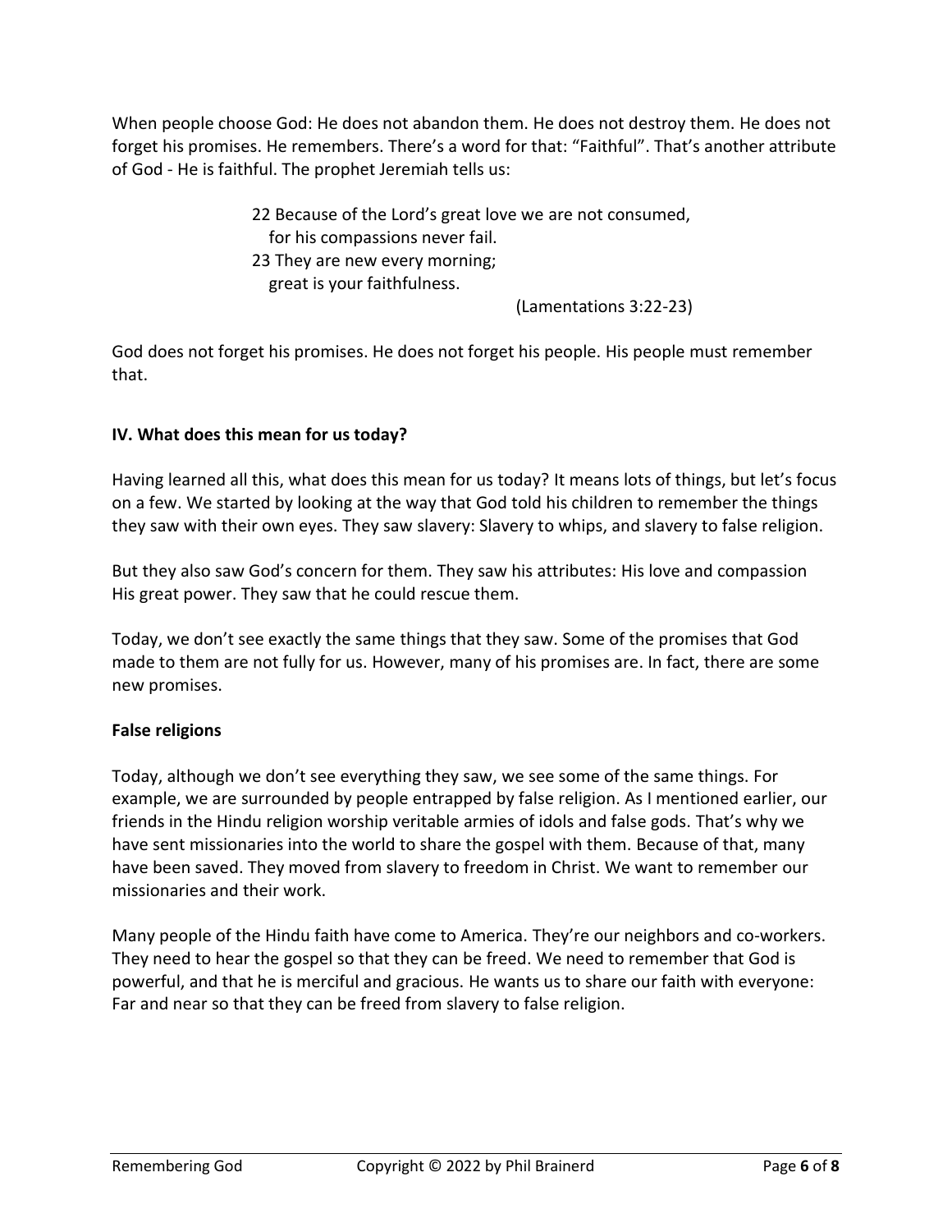When people choose God: He does not abandon them. He does not destroy them. He does not forget his promises. He remembers. There's a word for that: "Faithful". That's another attribute of God - He is faithful. The prophet Jeremiah tells us:

> 22 Because of the Lord's great love we are not consumed,
> for his compassions never fail.
> 23 They are new every morning;
> great is your faithfulness.
>
> (Lamentations 3:22-23)

God does not forget his promises. He does not forget his people. His people must remember that.

## IV. What does this mean for us today?

Having learned all this, what does this mean for us today? It means lots of things, but let's focus on a few. We started by looking at the way that God told his children to remember the things they saw with their own eyes. They saw slavery: Slavery to whips, and slavery to false religion.

But they also saw God's concern for them. They saw his attributes: His love and compassion His great power. They saw that he could rescue them.

Today, we don't see exactly the same things that they saw. Some of the promises that God made to them are not fully for us. However, many of his promises are. In fact, there are some new promises.

### False religions

Today, although we don't see everything they saw, we see some of the same things. For example, we are surrounded by people entrapped by false religion. As I mentioned earlier, our friends in the Hindu religion worship veritable armies of idols and false gods. That's why we have sent missionaries into the world to share the gospel with them. Because of that, many have been saved. They moved from slavery to freedom in Christ. We want to remember our missionaries and their work.

Many people of the Hindu faith have come to America. They're our neighbors and co-workers. They need to hear the gospel so that they can be freed. We need to remember that God is powerful, and that he is merciful and gracious. He wants us to share our faith with everyone: Far and near so that they can be freed from slavery to false religion.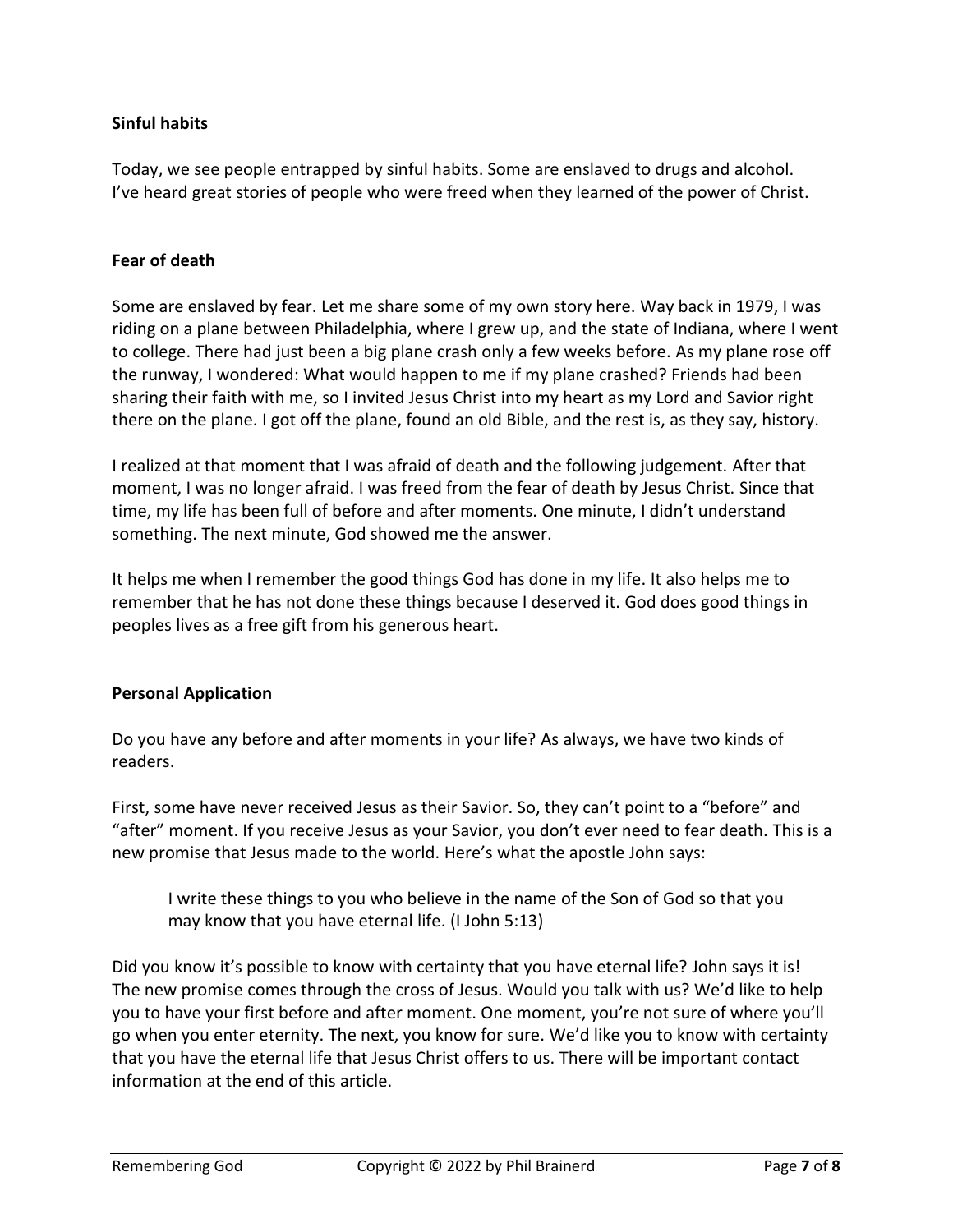**Sinful habits**

Today, we see people entrapped by sinful habits. Some are enslaved to drugs and alcohol. I've heard great stories of people who were freed when they learned of the power of Christ.

**Fear of death**

Some are enslaved by fear. Let me share some of my own story here. Way back in 1979, I was riding on a plane between Philadelphia, where I grew up, and the state of Indiana, where I went to college. There had just been a big plane crash only a few weeks before. As my plane rose off the runway, I wondered: What would happen to me if my plane crashed? Friends had been sharing their faith with me, so I invited Jesus Christ into my heart as my Lord and Savior right there on the plane. I got off the plane, found an old Bible, and the rest is, as they say, history.

I realized at that moment that I was afraid of death and the following judgement. After that moment, I was no longer afraid. I was freed from the fear of death by Jesus Christ. Since that time, my life has been full of before and after moments. One minute, I didn't understand something. The next minute, God showed me the answer.

It helps me when I remember the good things God has done in my life. It also helps me to remember that he has not done these things because I deserved it. God does good things in peoples lives as a free gift from his generous heart.

**Personal Application**

Do you have any before and after moments in your life? As always, we have two kinds of readers.

First, some have never received Jesus as their Savior. So, they can't point to a "before" and "after" moment. If you receive Jesus as your Savior, you don't ever need to fear death. This is a new promise that Jesus made to the world. Here's what the apostle John says:

> I write these things to you who believe in the name of the Son of God so that you may know that you have eternal life. (I John 5:13)

Did you know it's possible to know with certainty that you have eternal life? John says it is! The new promise comes through the cross of Jesus. Would you talk with us? We'd like to help you to have your first before and after moment. One moment, you're not sure of where you'll go when you enter eternity. The next, you know for sure. We'd like you to know with certainty that you have the eternal life that Jesus Christ offers to us. There will be important contact information at the end of this article.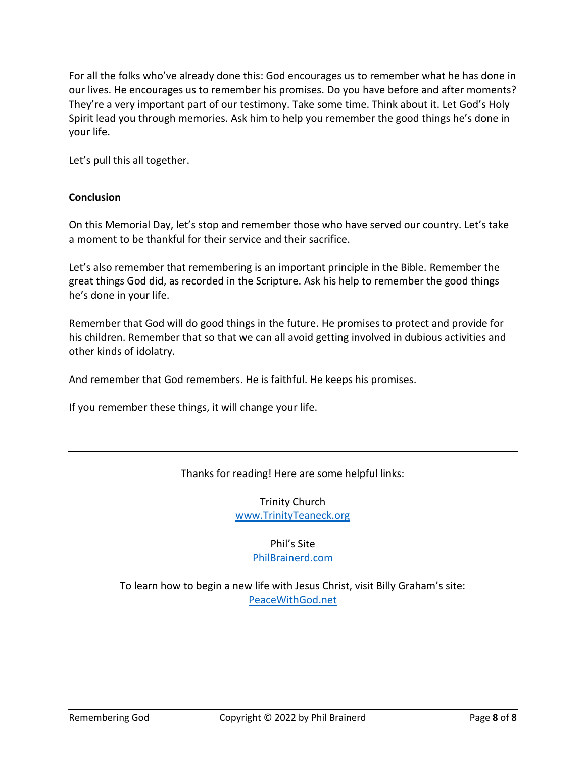For all the folks who've already done this: God encourages us to remember what he has done in our lives. He encourages us to remember his promises. Do you have before and after moments? They're a very important part of our testimony. Take some time. Think about it. Let God's Holy Spirit lead you through memories. Ask him to help you remember the good things he's done in your life.

Let's pull this all together.

**Conclusion**

On this Memorial Day, let's stop and remember those who have served our country. Let's take a moment to be thankful for their service and their sacrifice.

Let's also remember that remembering is an important principle in the Bible. Remember the great things God did, as recorded in the Scripture. Ask his help to remember the good things he's done in your life.

Remember that God will do good things in the future. He promises to protect and provide for his children. Remember that so that we can all avoid getting involved in dubious activities and other kinds of idolatry.

And remember that God remembers. He is faithful. He keeps his promises.

If you remember these things, it will change your life.

---

Thanks for reading! Here are some helpful links:

Trinity Church
[www.TrinityTeaneck.org](http://www.TrinityTeaneck.org)

Phil's Site
[PhilBrainerd.com](http://PhilBrainerd.com)

To learn how to begin a new life with Jesus Christ, visit Billy Graham's site:
[PeaceWithGod.net](http://PeaceWithGod.net)

---